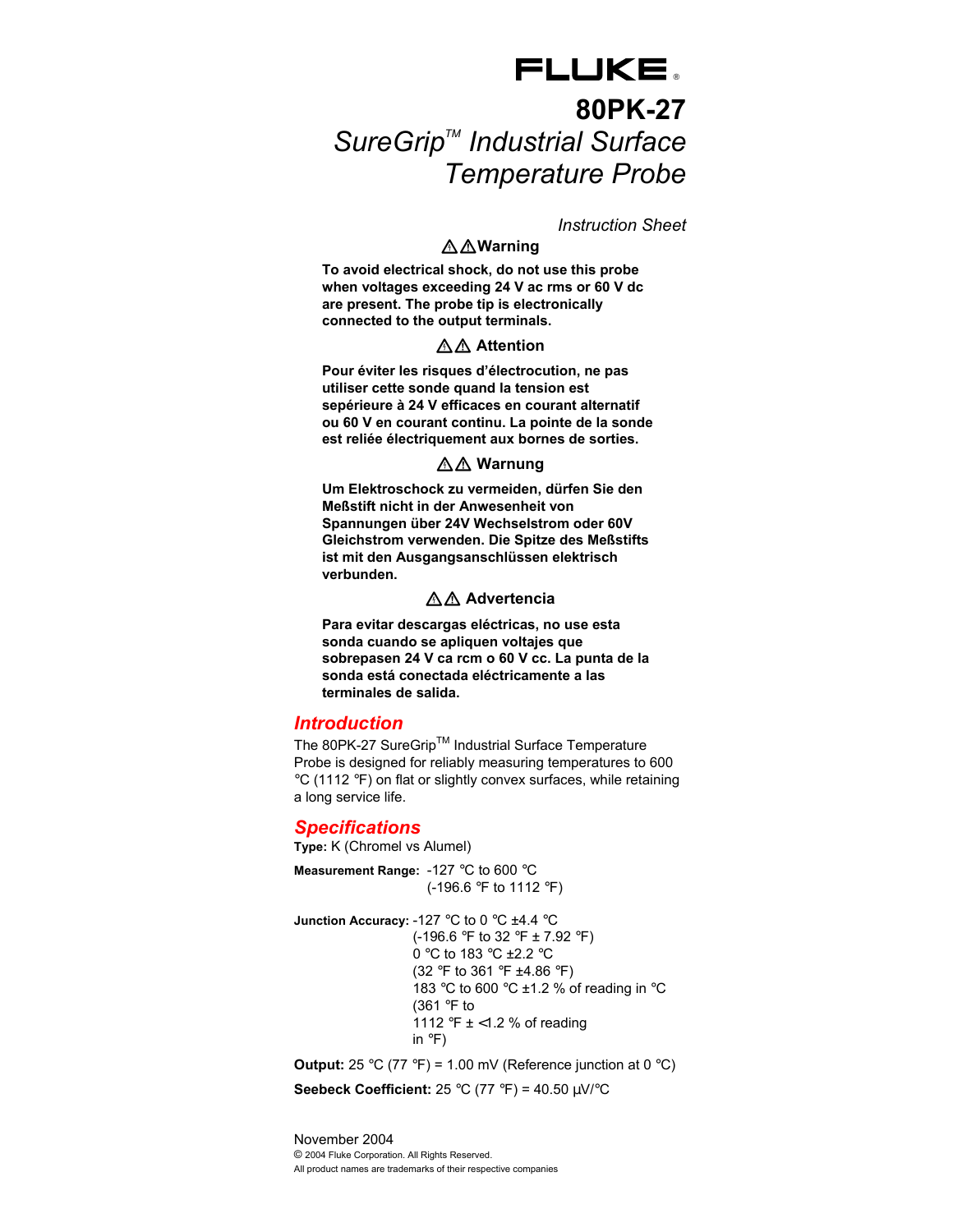FLUKE®

# 80PK-27

## *SureGrip™ Industrial Surface Temperature Probe*

*Instruction Sheet*

### ⚠⚠Warning

**To avoid electrical shock, do not use this probe when voltages exceeding 24 V ac rms or 60 V dc are present. The probe tip is electronically connected to the output terminals.**

### ⚠⚠ Attention

**Pour éviter les risques d'électrocution, ne pas utiliser cette sonde quand la tension est sepérieure à 24 V efficaces en courant alternatif ou 60 V en courant continu. La pointe de la sonde est reliée électriquement aux bornes de sorties.**

### ⚠⚠ Warnung

**Um Elektroschock zu vermeiden, dürfen Sie den Meßstift nicht in der Anwesenheit von Spannungen über 24V Wechselstrom oder 60V Gleichstrom verwenden. Die Spitze des Meßstifts ist mit den Ausgangsanschlüssen elektrisch verbunden.**

### ⚠⚠ Advertencia

**Para evitar descargas eléctricas, no use esta sonda cuando se apliquen voltajes que sobrepasen 24 V ca rcm o 60 V cc. La punta de la sonda está conectada eléctricamente a las terminales de salida.**

## Introduction

The 80PK-27 SureGrip™ Industrial Surface Temperature Probe is designed for reliably measuring temperatures to 600 °C (1112 °F) on flat or slightly convex surfaces, while retaining a long service life.

## Specifications

**Type:** K (Chromel vs Alumel)

**Measurement Range:** -127 °C to 600 °C
(-196.6 °F to 1112 °F)

**Junction Accuracy:** -127 °C to 0 °C ±4.4 °C
(-196.6 °F to 32 °F ± 7.92 °F)
0 °C to 183 °C ±2.2 °C
(32 °F to 361 °F ±4.86 °F)
183 °C to 600 °C ±1.2 % of reading in °C
(361 °F to
1112 °F ± <1.2 % of reading
in °F)

**Output:** 25 °C (77 °F) = 1.00 mV (Reference junction at 0 °C)

**Seebeck Coefficient:** 25 °C (77 °F) = 40.50 µV/°C

November 2004
© 2004 Fluke Corporation. All Rights Reserved.
All product names are trademarks of their respective companies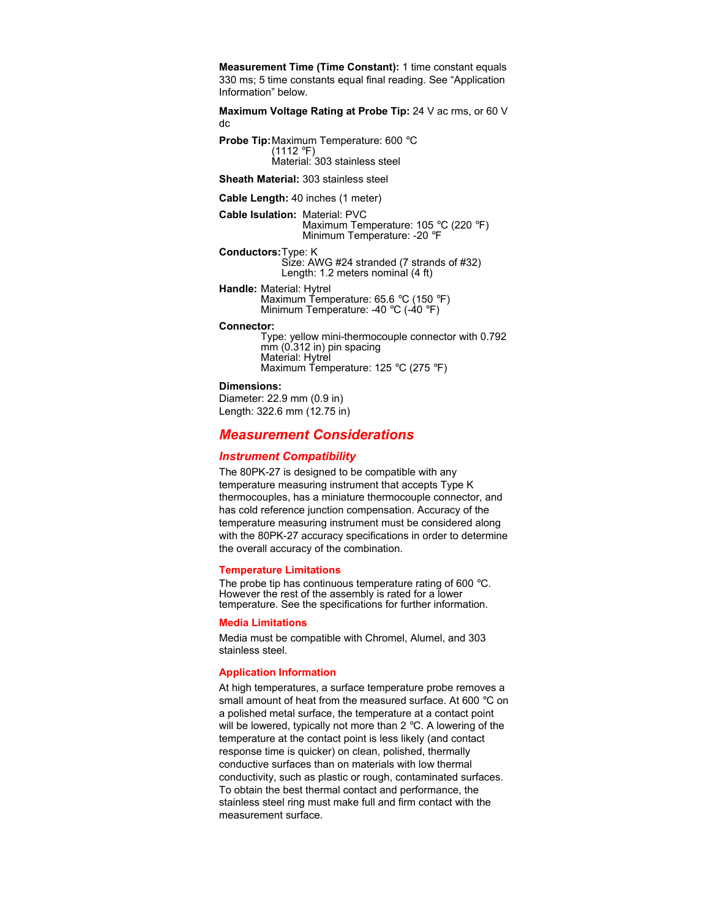**Measurement Time (Time Constant):** 1 time constant equals 330 ms; 5 time constants equal final reading. See “Application Information” below.

**Maximum Voltage Rating at Probe Tip:** 24 V ac rms, or 60 V dc

**Probe Tip:** Maximum Temperature: 600 °C (1112 °F)
Material: 303 stainless steel

**Sheath Material:** 303 stainless steel

**Cable Length:** 40 inches (1 meter)

**Cable Isulation:** Material: PVC
Maximum Temperature: 105 °C (220 °F)
Minimum Temperature: -20 °F

**Conductors:** Type: K
Size: AWG #24 stranded (7 strands of #32)
Length: 1.2 meters nominal (4 ft)

**Handle:** Material: Hytrel
Maximum Temperature: 65.6 °C (150 °F)
Minimum Temperature: -40 °C (-40 °F)

**Connector:**
Type: yellow mini-thermocouple connector with 0.792 mm (0.312 in) pin spacing
Material: Hytrel
Maximum Temperature: 125 °C (275 °F)

**Dimensions:**
Diameter: 22.9 mm (0.9 in)
Length: 322.6 mm (12.75 in)

## *Measurement Considerations*

### *Instrument Compatibility*

The 80PK-27 is designed to be compatible with any temperature measuring instrument that accepts Type K thermocouples, has a miniature thermocouple connector, and has cold reference junction compensation. Accuracy of the temperature measuring instrument must be considered along with the 80PK-27 accuracy specifications in order to determine the overall accuracy of the combination.

#### Temperature Limitations

The probe tip has continuous temperature rating of 600 °C. However the rest of the assembly is rated for a lower temperature. See the specifications for further information.

#### Media Limitations

Media must be compatible with Chromel, Alumel, and 303 stainless steel.

#### Application Information

At high temperatures, a surface temperature probe removes a small amount of heat from the measured surface. At 600 °C on a polished metal surface, the temperature at a contact point will be lowered, typically not more than 2 °C. A lowering of the temperature at the contact point is less likely (and contact response time is quicker) on clean, polished, thermally conductive surfaces than on materials with low thermal conductivity, such as plastic or rough, contaminated surfaces. To obtain the best thermal contact and performance, the stainless steel ring must make full and firm contact with the measurement surface.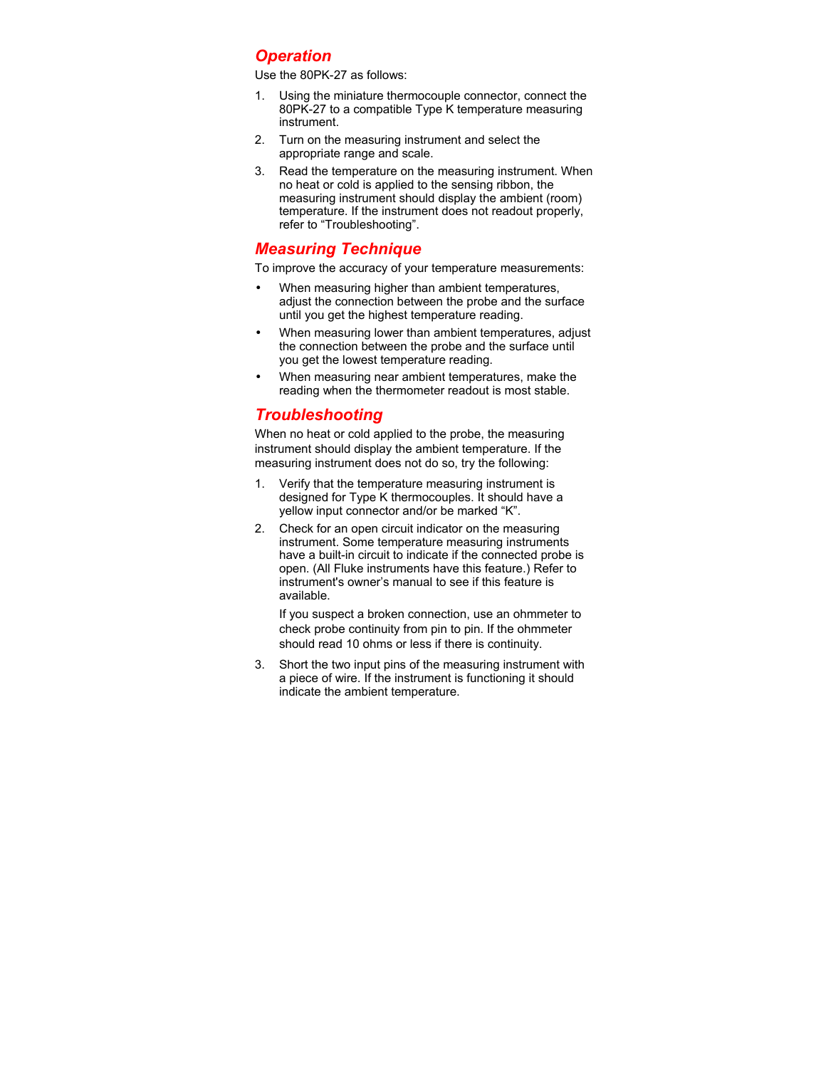## *Operation*

Use the 80PK-27 as follows:

1. Using the miniature thermocouple connector, connect the 80PK-27 to a compatible Type K temperature measuring instrument.
2. Turn on the measuring instrument and select the appropriate range and scale.
3. Read the temperature on the measuring instrument. When no heat or cold is applied to the sensing ribbon, the measuring instrument should display the ambient (room) temperature. If the instrument does not readout properly, refer to "Troubleshooting".

## *Measuring Technique*

To improve the accuracy of your temperature measurements:

- When measuring higher than ambient temperatures, adjust the connection between the probe and the surface until you get the highest temperature reading.
- When measuring lower than ambient temperatures, adjust the connection between the probe and the surface until you get the lowest temperature reading.
- When measuring near ambient temperatures, make the reading when the thermometer readout is most stable.

## *Troubleshooting*

When no heat or cold applied to the probe, the measuring instrument should display the ambient temperature. If the measuring instrument does not do so, try the following:

1. Verify that the temperature measuring instrument is designed for Type K thermocouples. It should have a yellow input connector and/or be marked "K".
2. Check for an open circuit indicator on the measuring instrument. Some temperature measuring instruments have a built-in circuit to indicate if the connected probe is open. (All Fluke instruments have this feature.) Refer to instrument's owner's manual to see if this feature is available.

   If you suspect a broken connection, use an ohmmeter to check probe continuity from pin to pin. If the ohmmeter should read 10 ohms or less if there is continuity.
3. Short the two input pins of the measuring instrument with a piece of wire. If the instrument is functioning it should indicate the ambient temperature.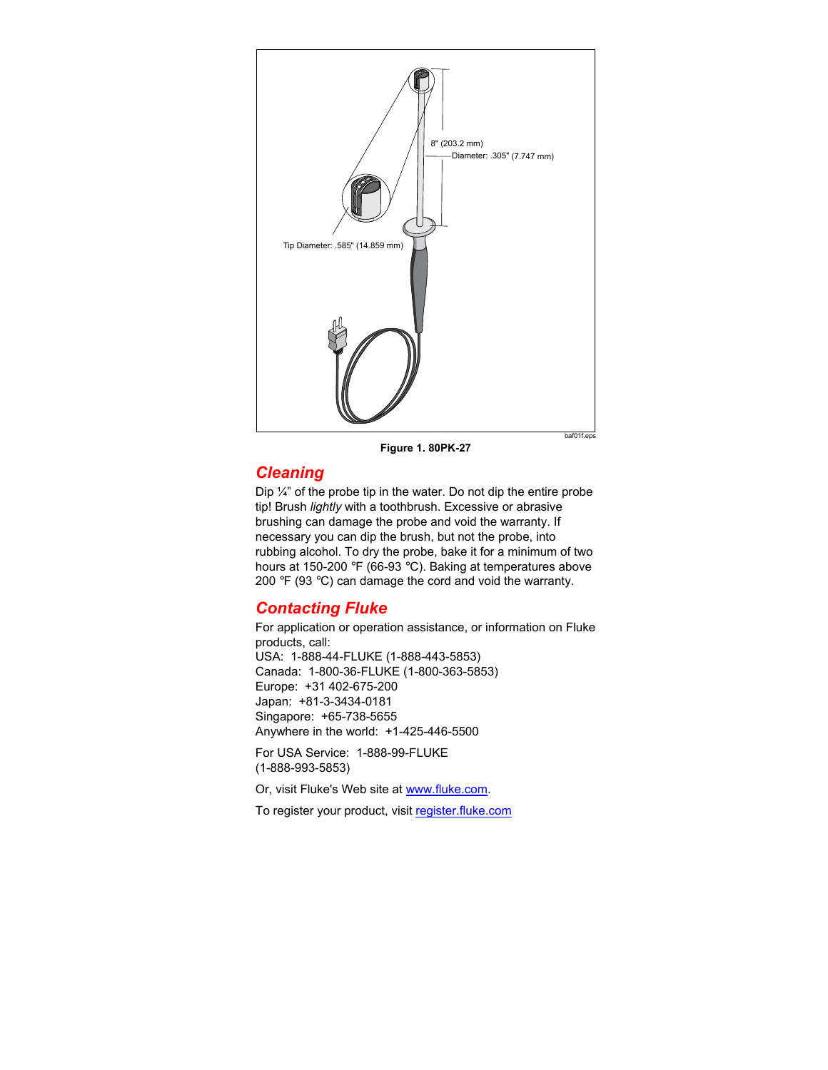8" (203.2 mm)

Diameter: .305" (7.747 mm)

Tip Diameter: .585" (14.859 mm)

baf01f.eps

**Figure 1. 80PK-27**

## Cleaning

Dip ¼" of the probe tip in the water. Do not dip the entire probe tip! Brush *lightly* with a toothbrush. Excessive or abrasive brushing can damage the probe and void the warranty. If necessary you can dip the brush, but not the probe, into rubbing alcohol. To dry the probe, bake it for a minimum of two hours at 150-200 °F (66-93 °C). Baking at temperatures above 200 °F (93 °C) can damage the cord and void the warranty.

## Contacting Fluke

For application or operation assistance, or information on Fluke products, call:

USA: 1-888-44-FLUKE (1-888-443-5853)
Canada: 1-800-36-FLUKE (1-800-363-5853)
Europe: +31 402-675-200
Japan: +81-3-3434-0181
Singapore: +65-738-5655
Anywhere in the world: +1-425-446-5500

For USA Service: 1-888-99-FLUKE (1-888-993-5853)

Or, visit Fluke's Web site at www.fluke.com.

To register your product, visit register.fluke.com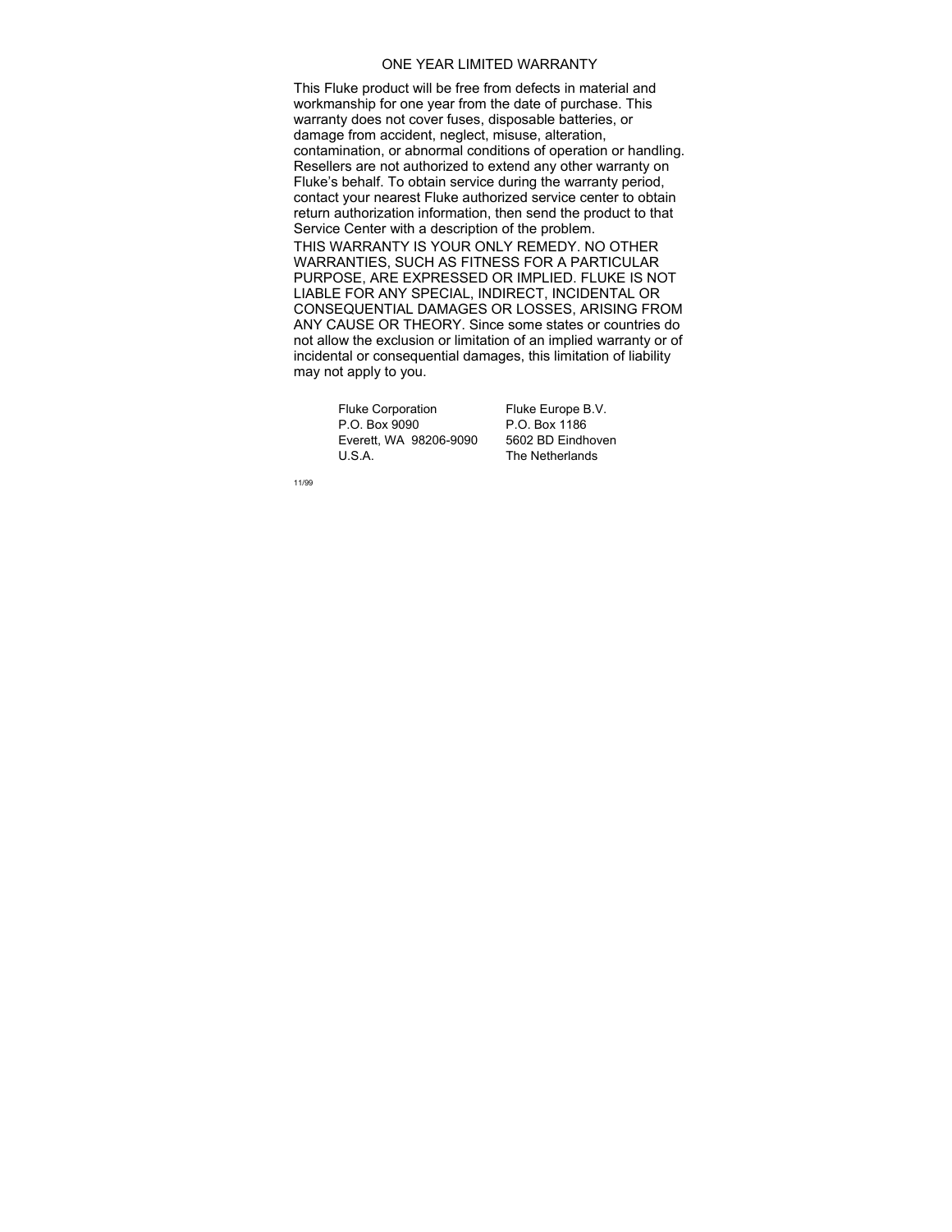# ONE YEAR LIMITED WARRANTY

This Fluke product will be free from defects in material and workmanship for one year from the date of purchase. This warranty does not cover fuses, disposable batteries, or damage from accident, neglect, misuse, alteration, contamination, or abnormal conditions of operation or handling. Resellers are not authorized to extend any other warranty on Fluke's behalf. To obtain service during the warranty period, contact your nearest Fluke authorized service center to obtain return authorization information, then send the product to that Service Center with a description of the problem.

THIS WARRANTY IS YOUR ONLY REMEDY. NO OTHER WARRANTIES, SUCH AS FITNESS FOR A PARTICULAR PURPOSE, ARE EXPRESSED OR IMPLIED. FLUKE IS NOT LIABLE FOR ANY SPECIAL, INDIRECT, INCIDENTAL OR CONSEQUENTIAL DAMAGES OR LOSSES, ARISING FROM ANY CAUSE OR THEORY. Since some states or countries do not allow the exclusion or limitation of an implied warranty or of incidental or consequential damages, this limitation of liability may not apply to you.

Fluke Corporation
P.O. Box 9090
Everett, WA 98206-9090
U.S.A.

Fluke Europe B.V.
P.O. Box 1186
5602 BD Eindhoven
The Netherlands

11/99